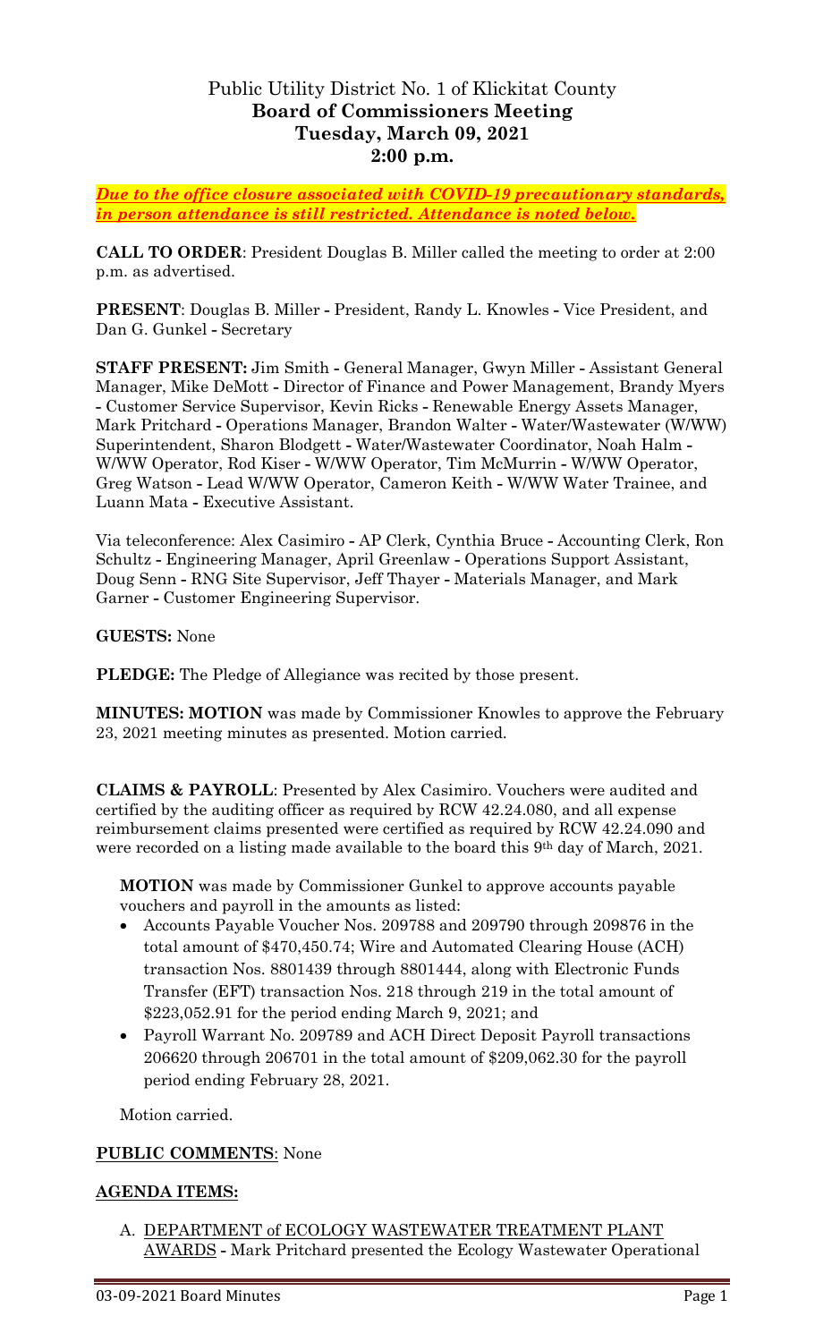# Public Utility District No. 1 of Klickitat County
## Board of Commissioners Meeting
## Tuesday, March 09, 2021
## 2:00 p.m.

***Due to the office closure associated with COVID-19 precautionary standards, in person attendance is still restricted. Attendance is noted below.***

**CALL TO ORDER**: President Douglas B. Miller called the meeting to order at 2:00 p.m. as advertised.

**PRESENT**: Douglas B. Miller - President, Randy L. Knowles - Vice President, and Dan G. Gunkel - Secretary

**STAFF PRESENT:** Jim Smith - General Manager, Gwyn Miller - Assistant General Manager, Mike DeMott - Director of Finance and Power Management, Brandy Myers - Customer Service Supervisor, Kevin Ricks - Renewable Energy Assets Manager, Mark Pritchard - Operations Manager, Brandon Walter - Water/Wastewater (W/WW) Superintendent, Sharon Blodgett - Water/Wastewater Coordinator, Noah Halm - W/WW Operator, Rod Kiser - W/WW Operator, Tim McMurrin - W/WW Operator, Greg Watson - Lead W/WW Operator, Cameron Keith - W/WW Water Trainee, and Luann Mata - Executive Assistant.

Via teleconference: Alex Casimiro - AP Clerk, Cynthia Bruce - Accounting Clerk, Ron Schultz - Engineering Manager, April Greenlaw - Operations Support Assistant, Doug Senn - RNG Site Supervisor, Jeff Thayer - Materials Manager, and Mark Garner - Customer Engineering Supervisor.

**GUESTS:** None

**PLEDGE:** The Pledge of Allegiance was recited by those present.

**MINUTES: MOTION** was made by Commissioner Knowles to approve the February 23, 2021 meeting minutes as presented. Motion carried.

**CLAIMS & PAYROLL**: Presented by Alex Casimiro. Vouchers were audited and certified by the auditing officer as required by RCW 42.24.080, and all expense reimbursement claims presented were certified as required by RCW 42.24.090 and were recorded on a listing made available to the board this 9th day of March, 2021.

**MOTION** was made by Commissioner Gunkel to approve accounts payable vouchers and payroll in the amounts as listed:

- Accounts Payable Voucher Nos. 209788 and 209790 through 209876 in the total amount of $470,450.74; Wire and Automated Clearing House (ACH) transaction Nos. 8801439 through 8801444, along with Electronic Funds Transfer (EFT) transaction Nos. 218 through 219 in the total amount of $223,052.91 for the period ending March 9, 2021; and
- Payroll Warrant No. 209789 and ACH Direct Deposit Payroll transactions 206620 through 206701 in the total amount of $209,062.30 for the payroll period ending February 28, 2021.

Motion carried.

**PUBLIC COMMENTS**: None

**AGENDA ITEMS:**

A. DEPARTMENT of ECOLOGY WASTEWATER TREATMENT PLANT AWARDS - Mark Pritchard presented the Ecology Wastewater Operational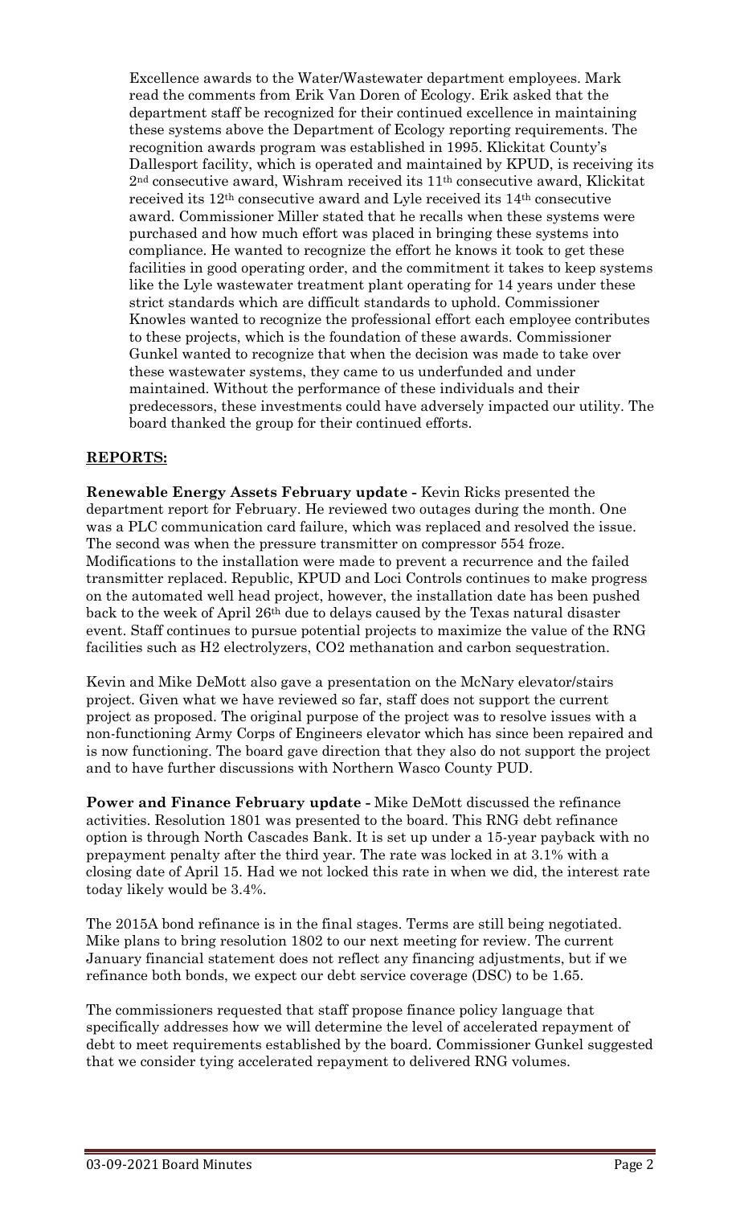Excellence awards to the Water/Wastewater department employees. Mark read the comments from Erik Van Doren of Ecology. Erik asked that the department staff be recognized for their continued excellence in maintaining these systems above the Department of Ecology reporting requirements. The recognition awards program was established in 1995. Klickitat County's Dallesport facility, which is operated and maintained by KPUD, is receiving its 2nd consecutive award, Wishram received its 11th consecutive award, Klickitat received its 12th consecutive award and Lyle received its 14th consecutive award. Commissioner Miller stated that he recalls when these systems were purchased and how much effort was placed in bringing these systems into compliance. He wanted to recognize the effort he knows it took to get these facilities in good operating order, and the commitment it takes to keep systems like the Lyle wastewater treatment plant operating for 14 years under these strict standards which are difficult standards to uphold. Commissioner Knowles wanted to recognize the professional effort each employee contributes to these projects, which is the foundation of these awards. Commissioner Gunkel wanted to recognize that when the decision was made to take over these wastewater systems, they came to us underfunded and under maintained. Without the performance of these individuals and their predecessors, these investments could have adversely impacted our utility. The board thanked the group for their continued efforts.

## REPORTS:

**Renewable Energy Assets February update -** Kevin Ricks presented the department report for February. He reviewed two outages during the month. One was a PLC communication card failure, which was replaced and resolved the issue. The second was when the pressure transmitter on compressor 554 froze. Modifications to the installation were made to prevent a recurrence and the failed transmitter replaced. Republic, KPUD and Loci Controls continues to make progress on the automated well head project, however, the installation date has been pushed back to the week of April 26th due to delays caused by the Texas natural disaster event. Staff continues to pursue potential projects to maximize the value of the RNG facilities such as H2 electrolyzers, CO2 methanation and carbon sequestration.

Kevin and Mike DeMott also gave a presentation on the McNary elevator/stairs project. Given what we have reviewed so far, staff does not support the current project as proposed. The original purpose of the project was to resolve issues with a non-functioning Army Corps of Engineers elevator which has since been repaired and is now functioning. The board gave direction that they also do not support the project and to have further discussions with Northern Wasco County PUD.

**Power and Finance February update -** Mike DeMott discussed the refinance activities. Resolution 1801 was presented to the board. This RNG debt refinance option is through North Cascades Bank. It is set up under a 15-year payback with no prepayment penalty after the third year. The rate was locked in at 3.1% with a closing date of April 15. Had we not locked this rate in when we did, the interest rate today likely would be 3.4%.

The 2015A bond refinance is in the final stages. Terms are still being negotiated. Mike plans to bring resolution 1802 to our next meeting for review. The current January financial statement does not reflect any financing adjustments, but if we refinance both bonds, we expect our debt service coverage (DSC) to be 1.65.

The commissioners requested that staff propose finance policy language that specifically addresses how we will determine the level of accelerated repayment of debt to meet requirements established by the board. Commissioner Gunkel suggested that we consider tying accelerated repayment to delivered RNG volumes.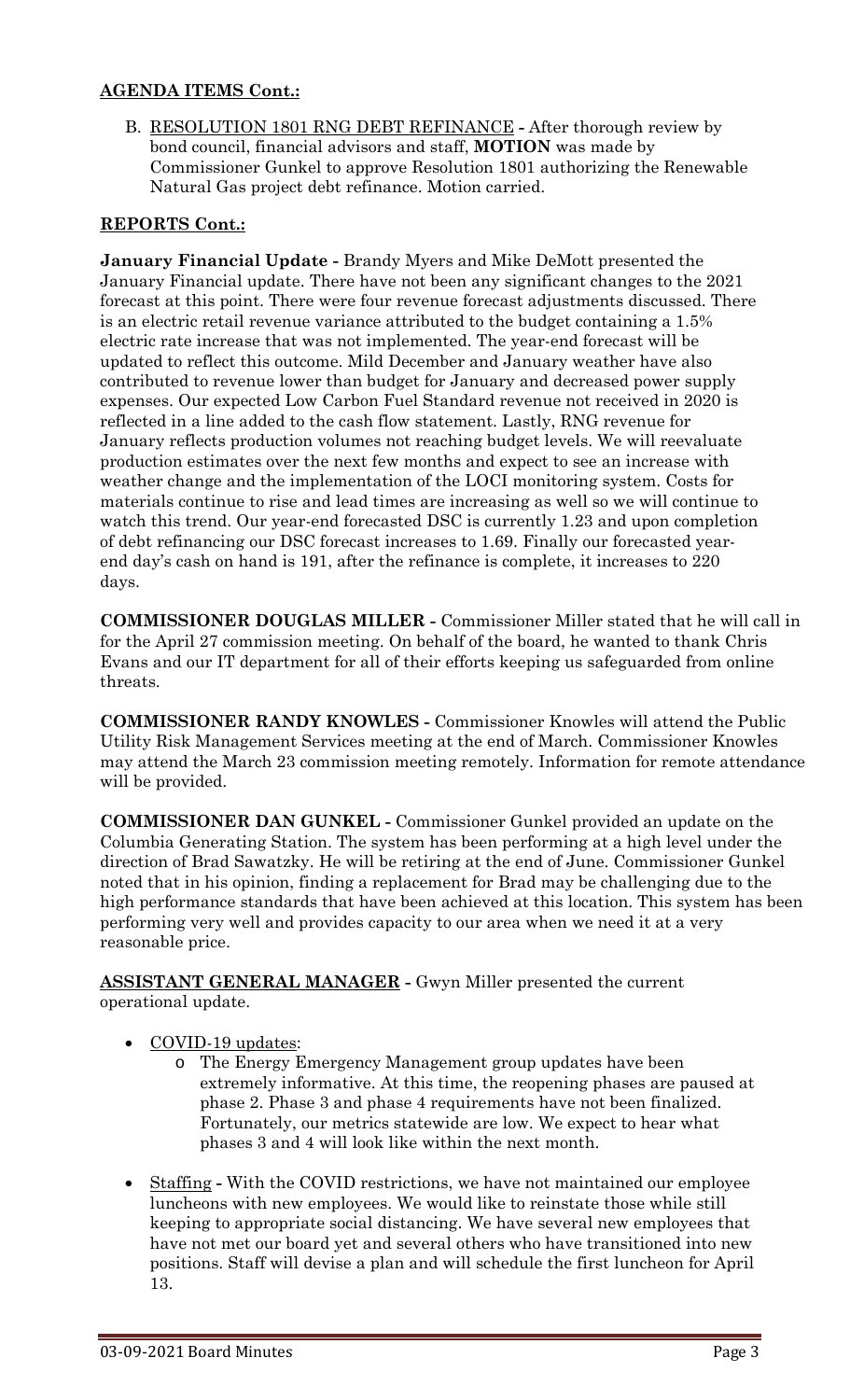**AGENDA ITEMS Cont.:**

B. RESOLUTION 1801 RNG DEBT REFINANCE - After thorough review by bond council, financial advisors and staff, **MOTION** was made by Commissioner Gunkel to approve Resolution 1801 authorizing the Renewable Natural Gas project debt refinance. Motion carried.

**REPORTS Cont.:**

**January Financial Update -** Brandy Myers and Mike DeMott presented the January Financial update. There have not been any significant changes to the 2021 forecast at this point. There were four revenue forecast adjustments discussed. There is an electric retail revenue variance attributed to the budget containing a 1.5% electric rate increase that was not implemented. The year-end forecast will be updated to reflect this outcome. Mild December and January weather have also contributed to revenue lower than budget for January and decreased power supply expenses. Our expected Low Carbon Fuel Standard revenue not received in 2020 is reflected in a line added to the cash flow statement. Lastly, RNG revenue for January reflects production volumes not reaching budget levels. We will reevaluate production estimates over the next few months and expect to see an increase with weather change and the implementation of the LOCI monitoring system. Costs for materials continue to rise and lead times are increasing as well so we will continue to watch this trend. Our year-end forecasted DSC is currently 1.23 and upon completion of debt refinancing our DSC forecast increases to 1.69. Finally our forecasted year-end day's cash on hand is 191, after the refinance is complete, it increases to 220 days.

**COMMISSIONER DOUGLAS MILLER -** Commissioner Miller stated that he will call in for the April 27 commission meeting. On behalf of the board, he wanted to thank Chris Evans and our IT department for all of their efforts keeping us safeguarded from online threats.

**COMMISSIONER RANDY KNOWLES -** Commissioner Knowles will attend the Public Utility Risk Management Services meeting at the end of March. Commissioner Knowles may attend the March 23 commission meeting remotely. Information for remote attendance will be provided.

**COMMISSIONER DAN GUNKEL -** Commissioner Gunkel provided an update on the Columbia Generating Station. The system has been performing at a high level under the direction of Brad Sawatzky. He will be retiring at the end of June. Commissioner Gunkel noted that in his opinion, finding a replacement for Brad may be challenging due to the high performance standards that have been achieved at this location. This system has been performing very well and provides capacity to our area when we need it at a very reasonable price.

**ASSISTANT GENERAL MANAGER -** Gwyn Miller presented the current operational update.

- COVID-19 updates:
  - The Energy Emergency Management group updates have been extremely informative. At this time, the reopening phases are paused at phase 2. Phase 3 and phase 4 requirements have not been finalized. Fortunately, our metrics statewide are low. We expect to hear what phases 3 and 4 will look like within the next month.
- Staffing - With the COVID restrictions, we have not maintained our employee luncheons with new employees. We would like to reinstate those while still keeping to appropriate social distancing. We have several new employees that have not met our board yet and several others who have transitioned into new positions. Staff will devise a plan and will schedule the first luncheon for April 13.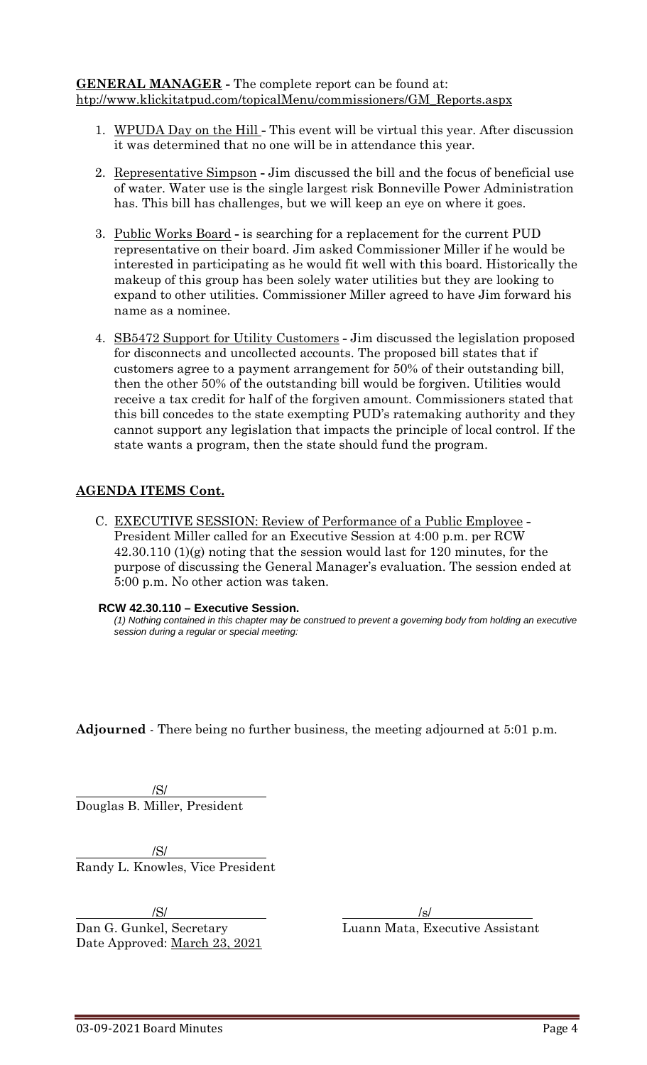**GENERAL MANAGER** - The complete report can be found at: http://www.klickitatpud.com/topicalMenu/commissioners/GM_Reports.aspx

1. WPUDA Day on the Hill - This event will be virtual this year. After discussion it was determined that no one will be in attendance this year.

2. Representative Simpson - Jim discussed the bill and the focus of beneficial use of water. Water use is the single largest risk Bonneville Power Administration has. This bill has challenges, but we will keep an eye on where it goes.

3. Public Works Board - is searching for a replacement for the current PUD representative on their board. Jim asked Commissioner Miller if he would be interested in participating as he would fit well with this board. Historically the makeup of this group has been solely water utilities but they are looking to expand to other utilities. Commissioner Miller agreed to have Jim forward his name as a nominee.

4. SB5472 Support for Utility Customers - Jim discussed the legislation proposed for disconnects and uncollected accounts. The proposed bill states that if customers agree to a payment arrangement for 50% of their outstanding bill, then the other 50% of the outstanding bill would be forgiven. Utilities would receive a tax credit for half of the forgiven amount. Commissioners stated that this bill concedes to the state exempting PUD's ratemaking authority and they cannot support any legislation that impacts the principle of local control. If the state wants a program, then the state should fund the program.

**AGENDA ITEMS Cont.**

C. EXECUTIVE SESSION: Review of Performance of a Public Employee - President Miller called for an Executive Session at 4:00 p.m. per RCW 42.30.110 (1)(g) noting that the session would last for 120 minutes, for the purpose of discussing the General Manager's evaluation. The session ended at 5:00 p.m. No other action was taken.

**RCW 42.30.110 – Executive Session.**

*(1) Nothing contained in this chapter may be construed to prevent a governing body from holding an executive session during a regular or special meeting:*

**Adjourned** - There being no further business, the meeting adjourned at 5:01 p.m.

/S/
Douglas B. Miller, President

/S/
Randy L. Knowles, Vice President

/S/
Dan G. Gunkel, Secretary
Date Approved: March 23, 2021

/s/
Luann Mata, Executive Assistant